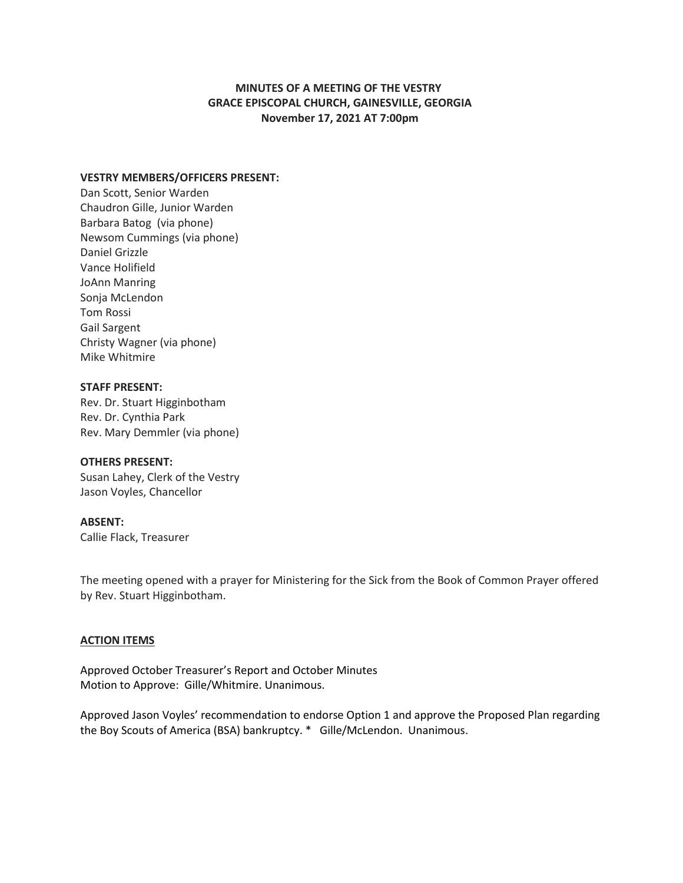# MINUTES OF A MEETING OF THE VESTRY
# GRACE EPISCOPAL CHURCH, GAINESVILLE, GEORGIA
**November 17, 2021 AT 7:00pm**

**VESTRY MEMBERS/OFFICERS PRESENT:**

Dan Scott, Senior Warden
Chaudron Gille, Junior Warden
Barbara Batog (via phone)
Newsom Cummings (via phone)
Daniel Grizzle
Vance Holifield
JoAnn Manring
Sonja McLendon
Tom Rossi
Gail Sargent
Christy Wagner (via phone)
Mike Whitmire

**STAFF PRESENT:**

Rev. Dr. Stuart Higginbotham
Rev. Dr. Cynthia Park
Rev. Mary Demmler (via phone)

**OTHERS PRESENT:**

Susan Lahey, Clerk of the Vestry
Jason Voyles, Chancellor

**ABSENT:**

Callie Flack, Treasurer

The meeting opened with a prayer for Ministering for the Sick from the Book of Common Prayer offered by Rev. Stuart Higginbotham.

**<u>ACTION ITEMS</u>**

Approved October Treasurer's Report and October Minutes
Motion to Approve: Gille/Whitmire. Unanimous.

Approved Jason Voyles' recommendation to endorse Option 1 and approve the Proposed Plan regarding the Boy Scouts of America (BSA) bankruptcy. * Gille/McLendon. Unanimous.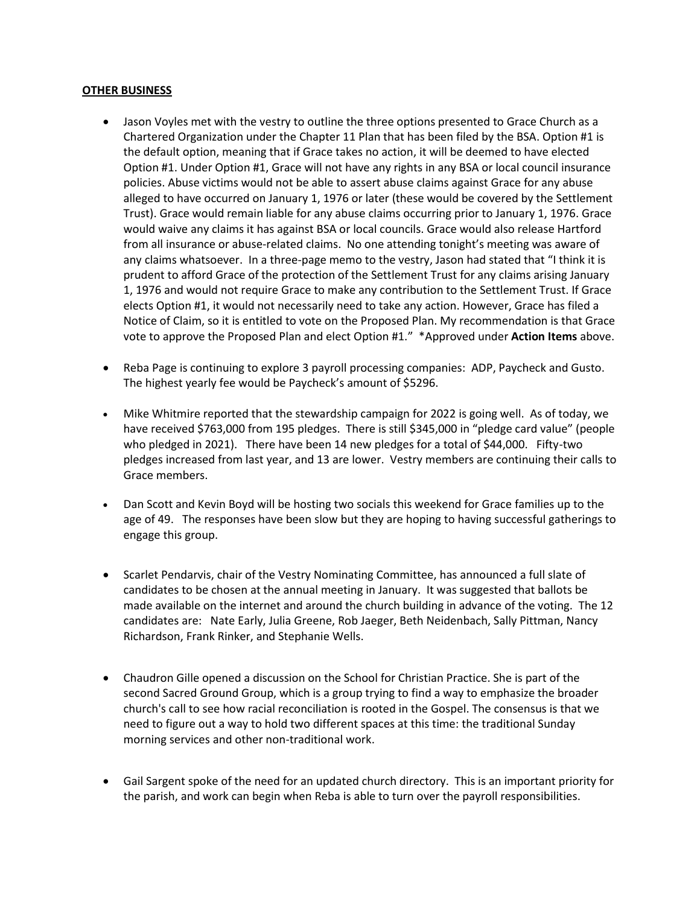**OTHER BUSINESS**

- Jason Voyles met with the vestry to outline the three options presented to Grace Church as a Chartered Organization under the Chapter 11 Plan that has been filed by the BSA. Option #1 is the default option, meaning that if Grace takes no action, it will be deemed to have elected Option #1. Under Option #1, Grace will not have any rights in any BSA or local council insurance policies. Abuse victims would not be able to assert abuse claims against Grace for any abuse alleged to have occurred on January 1, 1976 or later (these would be covered by the Settlement Trust). Grace would remain liable for any abuse claims occurring prior to January 1, 1976. Grace would waive any claims it has against BSA or local councils. Grace would also release Hartford from all insurance or abuse-related claims. No one attending tonight's meeting was aware of any claims whatsoever. In a three-page memo to the vestry, Jason had stated that "I think it is prudent to afford Grace of the protection of the Settlement Trust for any claims arising January 1, 1976 and would not require Grace to make any contribution to the Settlement Trust. If Grace elects Option #1, it would not necessarily need to take any action. However, Grace has filed a Notice of Claim, so it is entitled to vote on the Proposed Plan. My recommendation is that Grace vote to approve the Proposed Plan and elect Option #1." *Approved under **Action Items** above.

- Reba Page is continuing to explore 3 payroll processing companies: ADP, Paycheck and Gusto. The highest yearly fee would be Paycheck's amount of $5296.

- Mike Whitmire reported that the stewardship campaign for 2022 is going well. As of today, we have received $763,000 from 195 pledges. There is still $345,000 in "pledge card value" (people who pledged in 2021). There have been 14 new pledges for a total of $44,000. Fifty-two pledges increased from last year, and 13 are lower. Vestry members are continuing their calls to Grace members.

- Dan Scott and Kevin Boyd will be hosting two socials this weekend for Grace families up to the age of 49. The responses have been slow but they are hoping to having successful gatherings to engage this group.

- Scarlet Pendarvis, chair of the Vestry Nominating Committee, has announced a full slate of candidates to be chosen at the annual meeting in January. It was suggested that ballots be made available on the internet and around the church building in advance of the voting. The 12 candidates are: Nate Early, Julia Greene, Rob Jaeger, Beth Neidenbach, Sally Pittman, Nancy Richardson, Frank Rinker, and Stephanie Wells.

- Chaudron Gille opened a discussion on the School for Christian Practice. She is part of the second Sacred Ground Group, which is a group trying to find a way to emphasize the broader church's call to see how racial reconciliation is rooted in the Gospel. The consensus is that we need to figure out a way to hold two different spaces at this time: the traditional Sunday morning services and other non-traditional work.

- Gail Sargent spoke of the need for an updated church directory. This is an important priority for the parish, and work can begin when Reba is able to turn over the payroll responsibilities.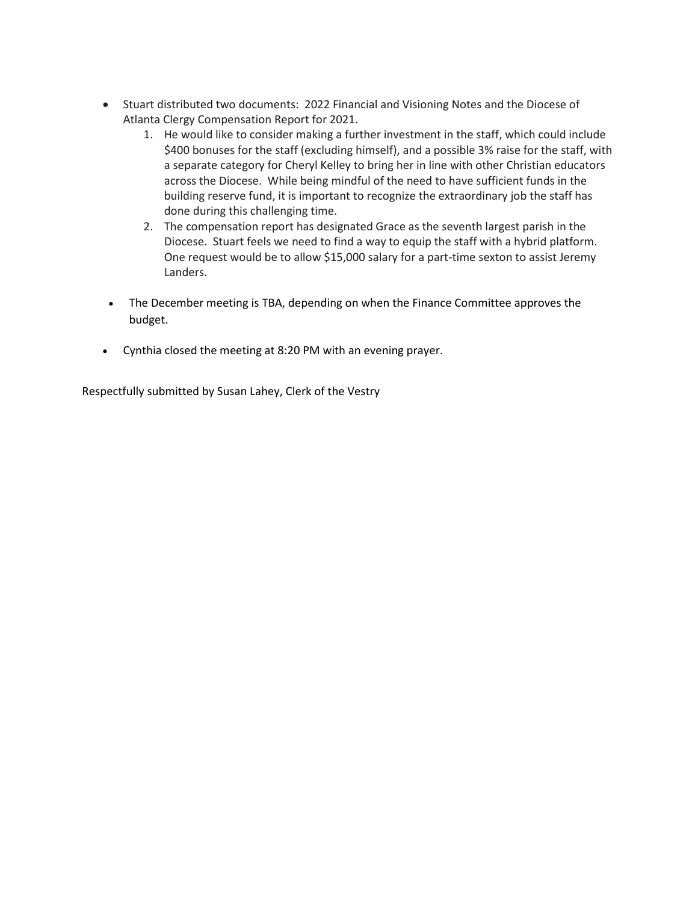- Stuart distributed two documents: 2022 Financial and Visioning Notes and the Diocese of Atlanta Clergy Compensation Report for 2021.
    1. He would like to consider making a further investment in the staff, which could include $400 bonuses for the staff (excluding himself), and a possible 3% raise for the staff, with a separate category for Cheryl Kelley to bring her in line with other Christian educators across the Diocese. While being mindful of the need to have sufficient funds in the building reserve fund, it is important to recognize the extraordinary job the staff has done during this challenging time.
    2. The compensation report has designated Grace as the seventh largest parish in the Diocese. Stuart feels we need to find a way to equip the staff with a hybrid platform. One request would be to allow $15,000 salary for a part-time sexton to assist Jeremy Landers.

- The December meeting is TBA, depending on when the Finance Committee approves the budget.

- Cynthia closed the meeting at 8:20 PM with an evening prayer.

Respectfully submitted by Susan Lahey, Clerk of the Vestry